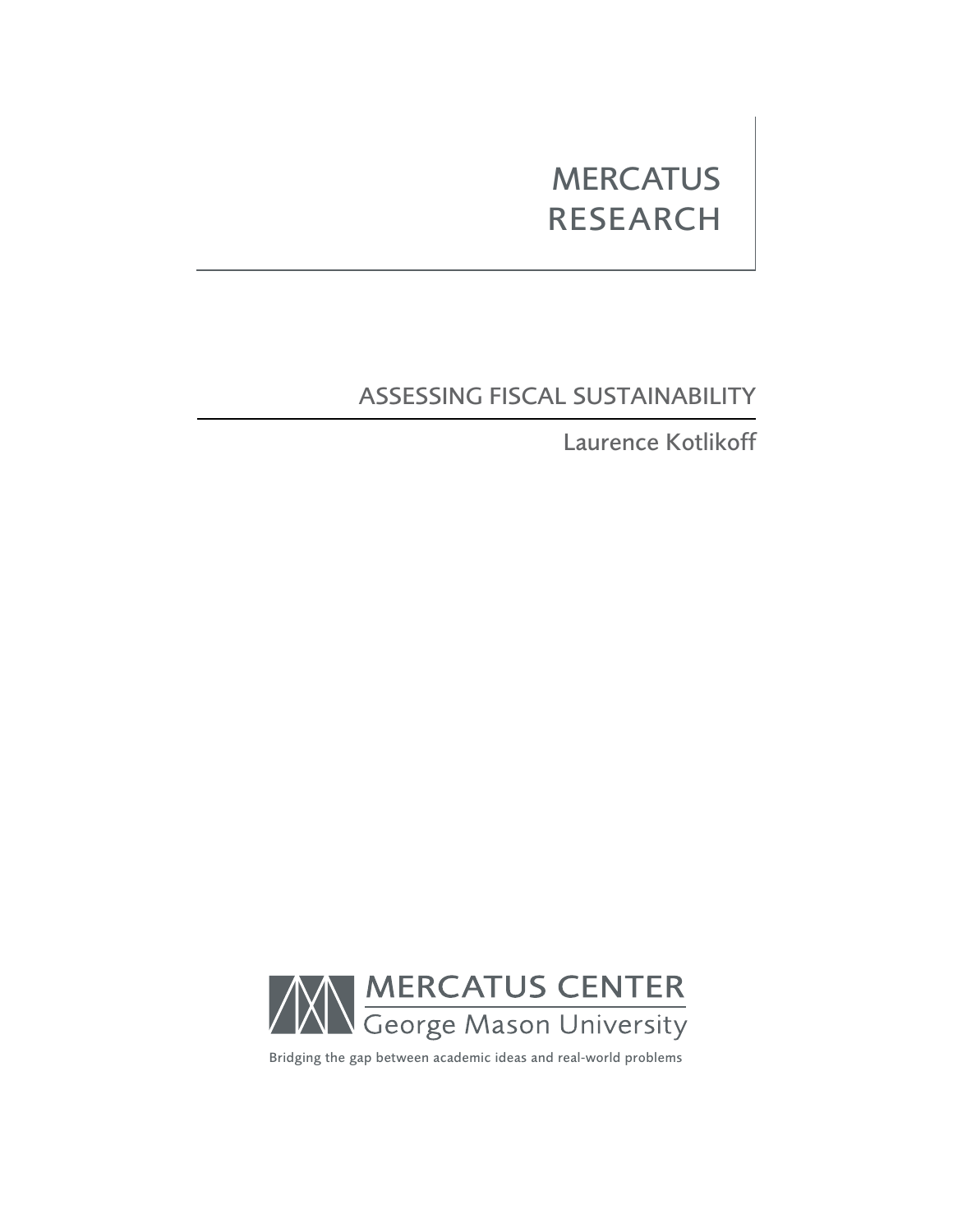MERCATUS
RESEARCH

# ASSESSING FISCAL SUSTAINABILITY

Laurence Kotlikoff

MERCATUS CENTER
George Mason University

Bridging the gap between academic ideas and real-world problems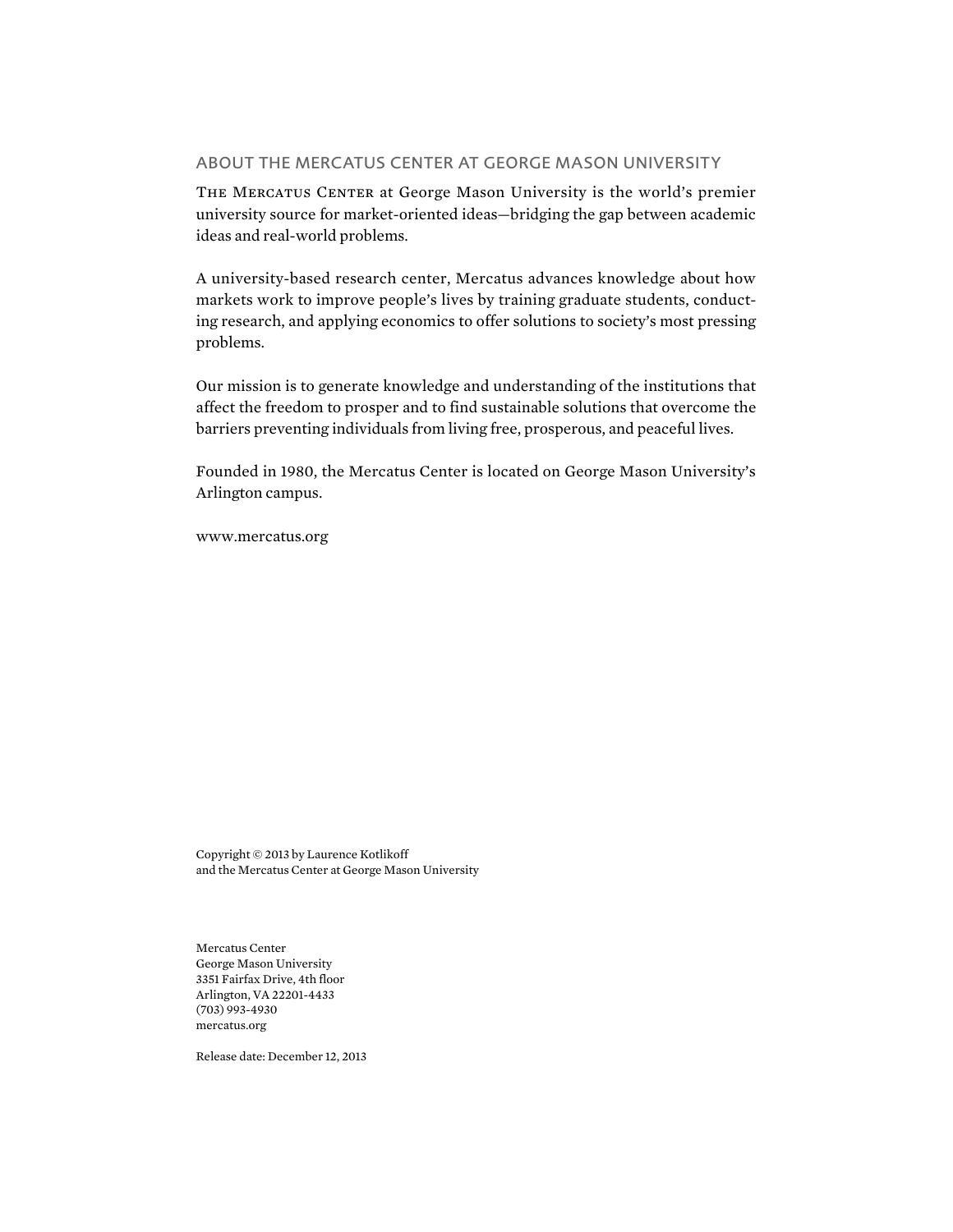## ABOUT THE MERCATUS CENTER AT GEORGE MASON UNIVERSITY

The Mercatus Center at George Mason University is the world's premier university source for market-oriented ideas—bridging the gap between academic ideas and real-world problems.

A university-based research center, Mercatus advances knowledge about how markets work to improve people's lives by training graduate students, conducting research, and applying economics to offer solutions to society's most pressing problems.

Our mission is to generate knowledge and understanding of the institutions that affect the freedom to prosper and to find sustainable solutions that overcome the barriers preventing individuals from living free, prosperous, and peaceful lives.

Founded in 1980, the Mercatus Center is located on George Mason University's Arlington campus.

www.mercatus.org

Copyright © 2013 by Laurence Kotlikoff
and the Mercatus Center at George Mason University

Mercatus Center
George Mason University
3351 Fairfax Drive, 4th floor
Arlington, VA 22201-4433
(703) 993-4930
mercatus.org

Release date: December 12, 2013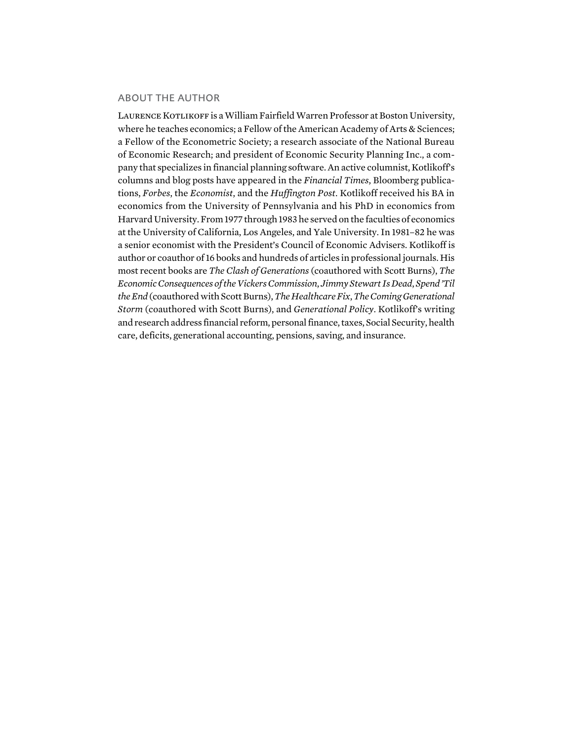## ABOUT THE AUTHOR

Laurence Kotlikoff is a William Fairfield Warren Professor at Boston University, where he teaches economics; a Fellow of the American Academy of Arts & Sciences; a Fellow of the Econometric Society; a research associate of the National Bureau of Economic Research; and president of Economic Security Planning Inc., a company that specializes in financial planning software. An active columnist, Kotlikoff's columns and blog posts have appeared in the *Financial Times*, Bloomberg publications, *Forbes*, the *Economist*, and the *Huffington Post*. Kotlikoff received his BA in economics from the University of Pennsylvania and his PhD in economics from Harvard University. From 1977 through 1983 he served on the faculties of economics at the University of California, Los Angeles, and Yale University. In 1981–82 he was a senior economist with the President's Council of Economic Advisers. Kotlikoff is author or coauthor of 16 books and hundreds of articles in professional journals. His most recent books are *The Clash of Generations* (coauthored with Scott Burns), *The Economic Consequences of the Vickers Commission*, *Jimmy Stewart Is Dead*, *Spend 'Til the End* (coauthored with Scott Burns), *The Healthcare Fix*, *The Coming Generational Storm* (coauthored with Scott Burns), and *Generational Policy*. Kotlikoff's writing and research address financial reform, personal finance, taxes, Social Security, health care, deficits, generational accounting, pensions, saving, and insurance.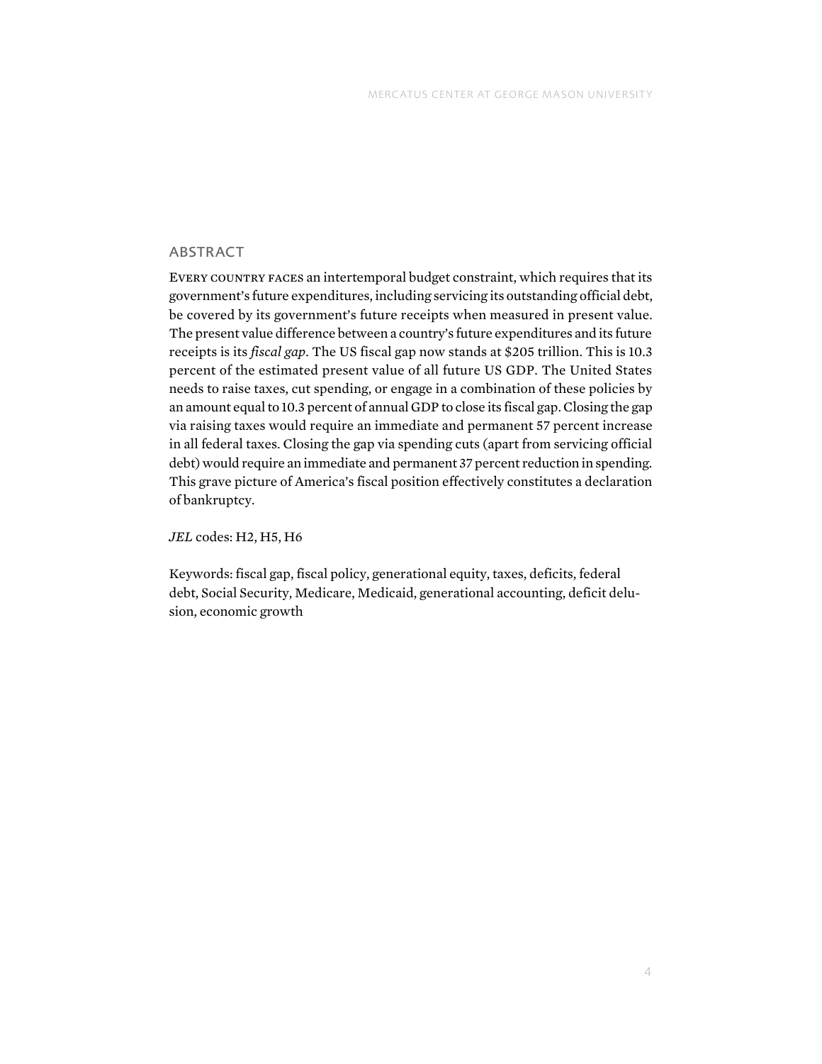## ABSTRACT

Every country faces an intertemporal budget constraint, which requires that its government's future expenditures, including servicing its outstanding official debt, be covered by its government's future receipts when measured in present value. The present value difference between a country's future expenditures and its future receipts is its *fiscal gap*. The US fiscal gap now stands at $205 trillion. This is 10.3 percent of the estimated present value of all future US GDP. The United States needs to raise taxes, cut spending, or engage in a combination of these policies by an amount equal to 10.3 percent of annual GDP to close its fiscal gap. Closing the gap via raising taxes would require an immediate and permanent 57 percent increase in all federal taxes. Closing the gap via spending cuts (apart from servicing official debt) would require an immediate and permanent 37 percent reduction in spending. This grave picture of America's fiscal position effectively constitutes a declaration of bankruptcy.

*JEL* codes: H2, H5, H6

Keywords: fiscal gap, fiscal policy, generational equity, taxes, deficits, federal debt, Social Security, Medicare, Medicaid, generational accounting, deficit delusion, economic growth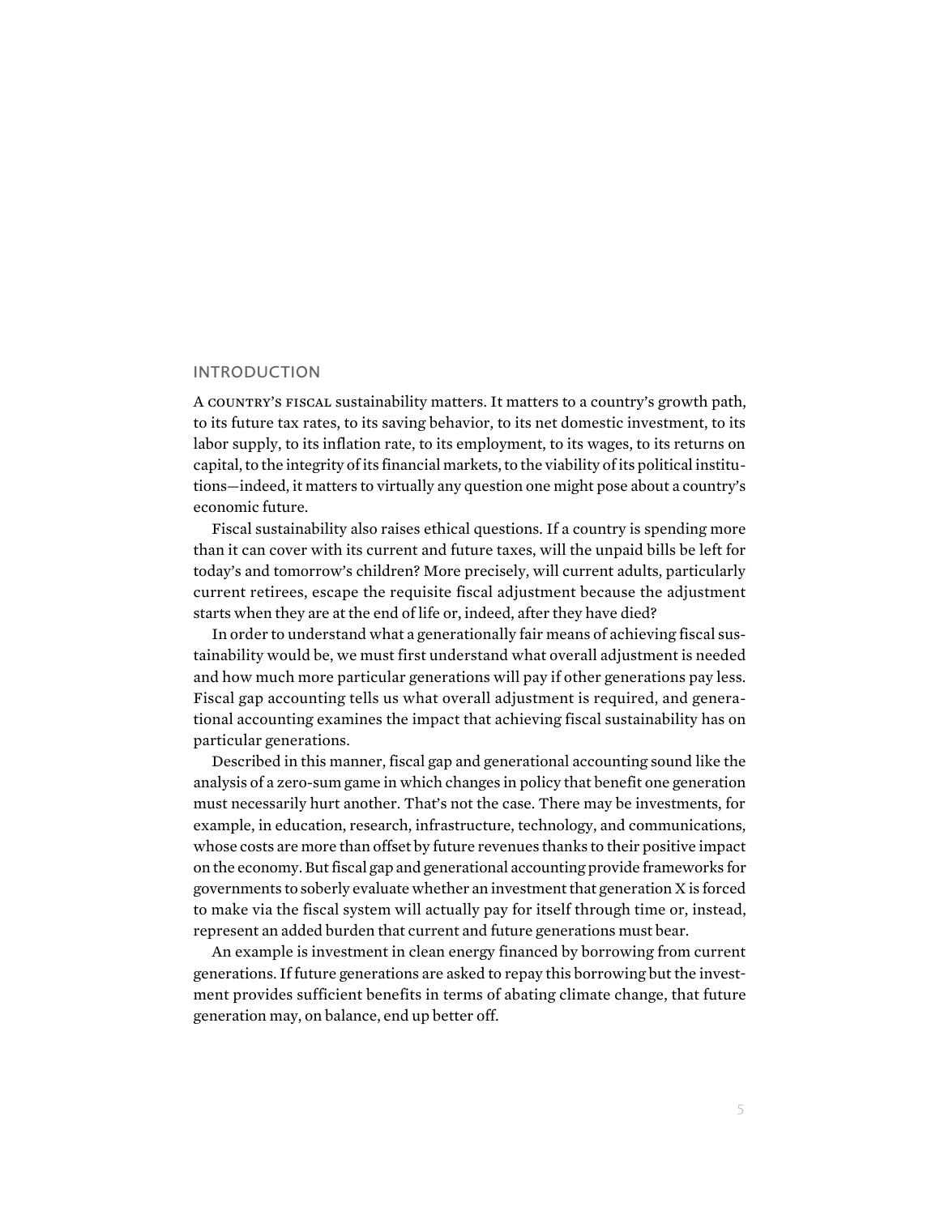## INTRODUCTION

A COUNTRY'S FISCAL sustainability matters. It matters to a country's growth path, to its future tax rates, to its saving behavior, to its net domestic investment, to its labor supply, to its inflation rate, to its employment, to its wages, to its returns on capital, to the integrity of its financial markets, to the viability of its political institutions—indeed, it matters to virtually any question one might pose about a country's economic future.

Fiscal sustainability also raises ethical questions. If a country is spending more than it can cover with its current and future taxes, will the unpaid bills be left for today's and tomorrow's children? More precisely, will current adults, particularly current retirees, escape the requisite fiscal adjustment because the adjustment starts when they are at the end of life or, indeed, after they have died?

In order to understand what a generationally fair means of achieving fiscal sustainability would be, we must first understand what overall adjustment is needed and how much more particular generations will pay if other generations pay less. Fiscal gap accounting tells us what overall adjustment is required, and generational accounting examines the impact that achieving fiscal sustainability has on particular generations.

Described in this manner, fiscal gap and generational accounting sound like the analysis of a zero-sum game in which changes in policy that benefit one generation must necessarily hurt another. That's not the case. There may be investments, for example, in education, research, infrastructure, technology, and communications, whose costs are more than offset by future revenues thanks to their positive impact on the economy. But fiscal gap and generational accounting provide frameworks for governments to soberly evaluate whether an investment that generation X is forced to make via the fiscal system will actually pay for itself through time or, instead, represent an added burden that current and future generations must bear.

An example is investment in clean energy financed by borrowing from current generations. If future generations are asked to repay this borrowing but the investment provides sufficient benefits in terms of abating climate change, that future generation may, on balance, end up better off.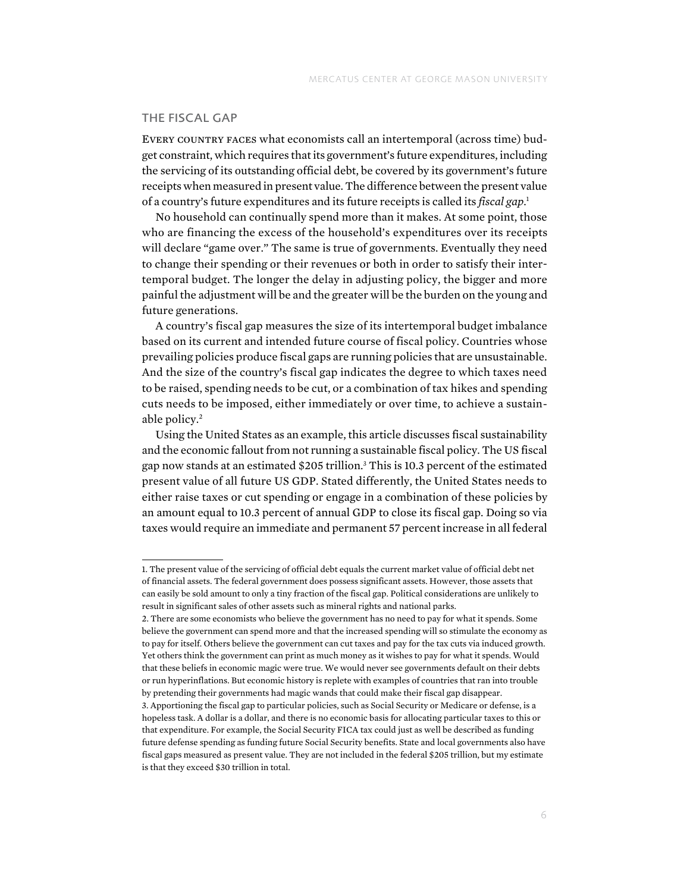## THE FISCAL GAP

Every country faces what economists call an intertemporal (across time) budget constraint, which requires that its government's future expenditures, including the servicing of its outstanding official debt, be covered by its government's future receipts when measured in present value. The difference between the present value of a country's future expenditures and its future receipts is called its *fiscal gap*.[1]

No household can continually spend more than it makes. At some point, those who are financing the excess of the household's expenditures over its receipts will declare "game over." The same is true of governments. Eventually they need to change their spending or their revenues or both in order to satisfy their intertemporal budget. The longer the delay in adjusting policy, the bigger and more painful the adjustment will be and the greater will be the burden on the young and future generations.

A country's fiscal gap measures the size of its intertemporal budget imbalance based on its current and intended future course of fiscal policy. Countries whose prevailing policies produce fiscal gaps are running policies that are unsustainable. And the size of the country's fiscal gap indicates the degree to which taxes need to be raised, spending needs to be cut, or a combination of tax hikes and spending cuts needs to be imposed, either immediately or over time, to achieve a sustainable policy.[2]

Using the United States as an example, this article discusses fiscal sustainability and the economic fallout from not running a sustainable fiscal policy. The US fiscal gap now stands at an estimated $205 trillion.[3] This is 10.3 percent of the estimated present value of all future US GDP. Stated differently, the United States needs to either raise taxes or cut spending or engage in a combination of these policies by an amount equal to 10.3 percent of annual GDP to close its fiscal gap. Doing so via taxes would require an immediate and permanent 57 percent increase in all federal

---

1. The present value of the servicing of official debt equals the current market value of official debt net of financial assets. The federal government does possess significant assets. However, those assets that can easily be sold amount to only a tiny fraction of the fiscal gap. Political considerations are unlikely to result in significant sales of other assets such as mineral rights and national parks.

2. There are some economists who believe the government has no need to pay for what it spends. Some believe the government can spend more and that the increased spending will so stimulate the economy as to pay for itself. Others believe the government can cut taxes and pay for the tax cuts via induced growth. Yet others think the government can print as much money as it wishes to pay for what it spends. Would that these beliefs in economic magic were true. We would never see governments default on their debts or run hyperinflations. But economic history is replete with examples of countries that ran into trouble by pretending their governments had magic wands that could make their fiscal gap disappear.

3. Apportioning the fiscal gap to particular policies, such as Social Security or Medicare or defense, is a hopeless task. A dollar is a dollar, and there is no economic basis for allocating particular taxes to this or that expenditure. For example, the Social Security FICA tax could just as well be described as funding future defense spending as funding future Social Security benefits. State and local governments also have fiscal gaps measured as present value. They are not included in the federal $205 trillion, but my estimate is that they exceed $30 trillion in total.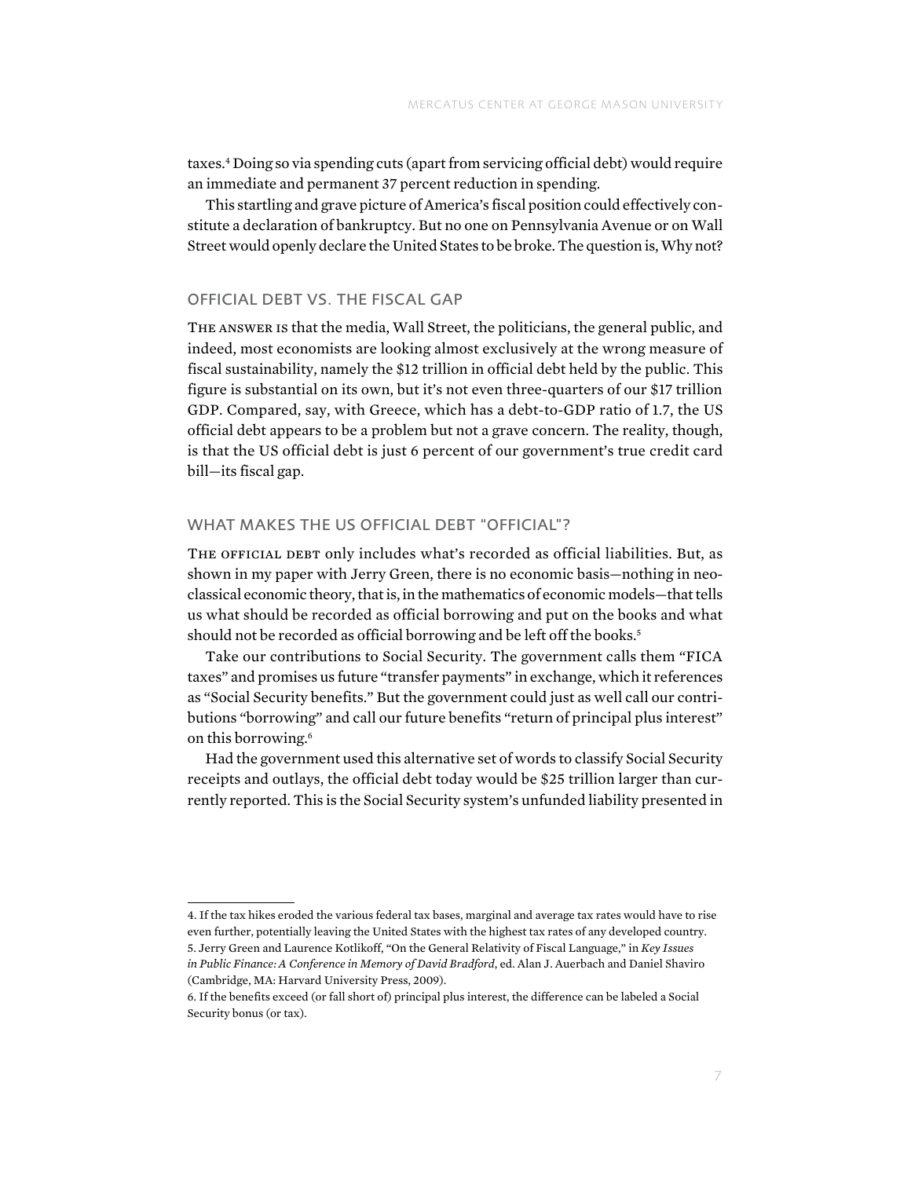taxes.[4] Doing so via spending cuts (apart from servicing official debt) would require an immediate and permanent 37 percent reduction in spending.

This startling and grave picture of America's fiscal position could effectively constitute a declaration of bankruptcy. But no one on Pennsylvania Avenue or on Wall Street would openly declare the United States to be broke. The question is, Why not?

## OFFICIAL DEBT VS. THE FISCAL GAP

The answer is that the media, Wall Street, the politicians, the general public, and indeed, most economists are looking almost exclusively at the wrong measure of fiscal sustainability, namely the $12 trillion in official debt held by the public. This figure is substantial on its own, but it's not even three-quarters of our $17 trillion GDP. Compared, say, with Greece, which has a debt-to-GDP ratio of 1.7, the US official debt appears to be a problem but not a grave concern. The reality, though, is that the US official debt is just 6 percent of our government's true credit card bill—its fiscal gap.

## WHAT MAKES THE US OFFICIAL DEBT "OFFICIAL"?

The official debt only includes what's recorded as official liabilities. But, as shown in my paper with Jerry Green, there is no economic basis—nothing in neoclassical economic theory, that is, in the mathematics of economic models—that tells us what should be recorded as official borrowing and put on the books and what should not be recorded as official borrowing and be left off the books.[5]

Take our contributions to Social Security. The government calls them "FICA taxes" and promises us future "transfer payments" in exchange, which it references as "Social Security benefits." But the government could just as well call our contributions "borrowing" and call our future benefits "return of principal plus interest" on this borrowing.[6]

Had the government used this alternative set of words to classify Social Security receipts and outlays, the official debt today would be $25 trillion larger than currently reported. This is the Social Security system's unfunded liability presented in

---

4. If the tax hikes eroded the various federal tax bases, marginal and average tax rates would have to rise even further, potentially leaving the United States with the highest tax rates of any developed country.

5. Jerry Green and Laurence Kotlikoff, "On the General Relativity of Fiscal Language," in *Key Issues in Public Finance: A Conference in Memory of David Bradford*, ed. Alan J. Auerbach and Daniel Shaviro (Cambridge, MA: Harvard University Press, 2009).

6. If the benefits exceed (or fall short of) principal plus interest, the difference can be labeled a Social Security bonus (or tax).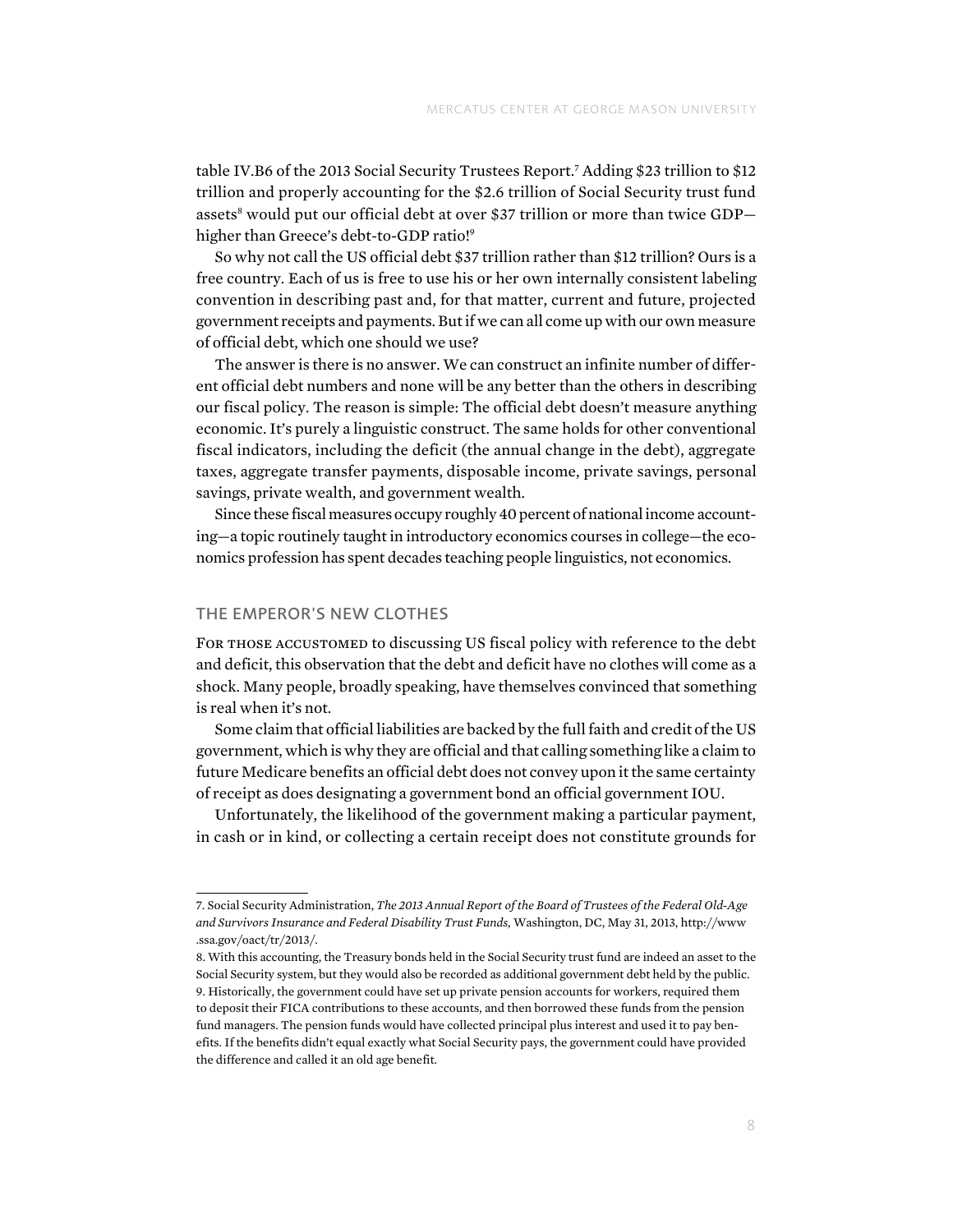table IV.B6 of the 2013 Social Security Trustees Report.[7] Adding $23 trillion to $12 trillion and properly accounting for the $2.6 trillion of Social Security trust fund assets[8] would put our official debt at over $37 trillion or more than twice GDP—higher than Greece's debt-to-GDP ratio![9]

So why not call the US official debt $37 trillion rather than $12 trillion? Ours is a free country. Each of us is free to use his or her own internally consistent labeling convention in describing past and, for that matter, current and future, projected government receipts and payments. But if we can all come up with our own measure of official debt, which one should we use?

The answer is there is no answer. We can construct an infinite number of different official debt numbers and none will be any better than the others in describing our fiscal policy. The reason is simple: The official debt doesn't measure anything economic. It's purely a linguistic construct. The same holds for other conventional fiscal indicators, including the deficit (the annual change in the debt), aggregate taxes, aggregate transfer payments, disposable income, private savings, personal savings, private wealth, and government wealth.

Since these fiscal measures occupy roughly 40 percent of national income accounting—a topic routinely taught in introductory economics courses in college—the economics profession has spent decades teaching people linguistics, not economics.

## THE EMPEROR'S NEW CLOTHES

For those accustomed to discussing US fiscal policy with reference to the debt and deficit, this observation that the debt and deficit have no clothes will come as a shock. Many people, broadly speaking, have themselves convinced that something is real when it's not.

Some claim that official liabilities are backed by the full faith and credit of the US government, which is why they are official and that calling something like a claim to future Medicare benefits an official debt does not convey upon it the same certainty of receipt as does designating a government bond an official government IOU.

Unfortunately, the likelihood of the government making a particular payment, in cash or in kind, or collecting a certain receipt does not constitute grounds for

---

7. Social Security Administration, *The 2013 Annual Report of the Board of Trustees of the Federal Old-Age and Survivors Insurance and Federal Disability Trust Funds,* Washington, DC, May 31, 2013, http://www.ssa.gov/oact/tr/2013/.

8. With this accounting, the Treasury bonds held in the Social Security trust fund are indeed an asset to the Social Security system, but they would also be recorded as additional government debt held by the public.

9. Historically, the government could have set up private pension accounts for workers, required them to deposit their FICA contributions to these accounts, and then borrowed these funds from the pension fund managers. The pension funds would have collected principal plus interest and used it to pay benefits. If the benefits didn't equal exactly what Social Security pays, the government could have provided the difference and called it an old age benefit.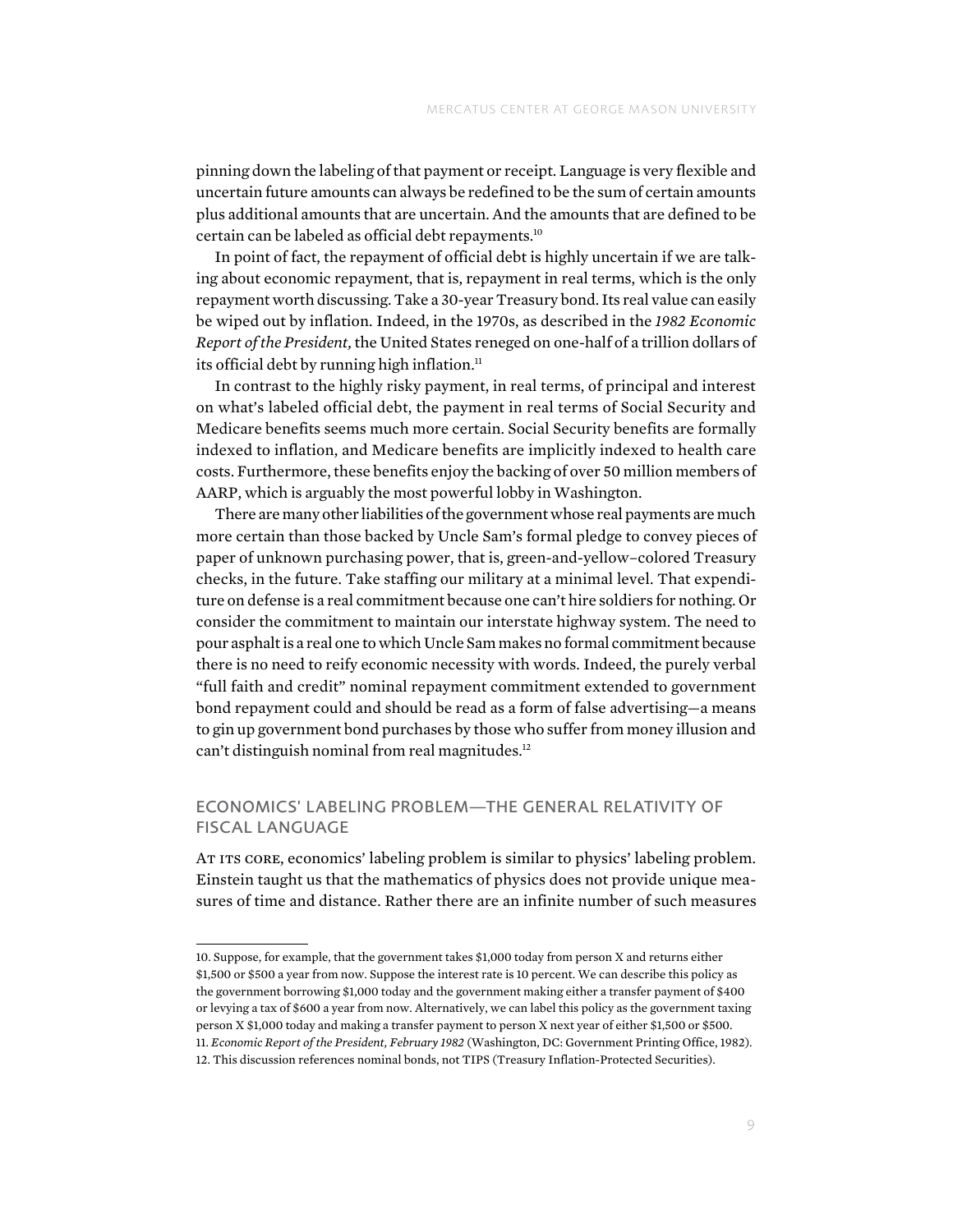pinning down the labeling of that payment or receipt. Language is very flexible and uncertain future amounts can always be redefined to be the sum of certain amounts plus additional amounts that are uncertain. And the amounts that are defined to be certain can be labeled as official debt repayments.[10]

In point of fact, the repayment of official debt is highly uncertain if we are talking about economic repayment, that is, repayment in real terms, which is the only repayment worth discussing. Take a 30-year Treasury bond. Its real value can easily be wiped out by inflation. Indeed, in the 1970s, as described in the *1982 Economic Report of the President,* the United States reneged on one-half of a trillion dollars of its official debt by running high inflation.[11]

In contrast to the highly risky payment, in real terms, of principal and interest on what's labeled official debt, the payment in real terms of Social Security and Medicare benefits seems much more certain. Social Security benefits are formally indexed to inflation, and Medicare benefits are implicitly indexed to health care costs. Furthermore, these benefits enjoy the backing of over 50 million members of AARP, which is arguably the most powerful lobby in Washington.

There are many other liabilities of the government whose real payments are much more certain than those backed by Uncle Sam's formal pledge to convey pieces of paper of unknown purchasing power, that is, green-and-yellow–colored Treasury checks, in the future. Take staffing our military at a minimal level. That expenditure on defense is a real commitment because one can't hire soldiers for nothing. Or consider the commitment to maintain our interstate highway system. The need to pour asphalt is a real one to which Uncle Sam makes no formal commitment because there is no need to reify economic necessity with words. Indeed, the purely verbal "full faith and credit" nominal repayment commitment extended to government bond repayment could and should be read as a form of false advertising—a means to gin up government bond purchases by those who suffer from money illusion and can't distinguish nominal from real magnitudes.[12]

## ECONOMICS' LABELING PROBLEM—THE GENERAL RELATIVITY OF FISCAL LANGUAGE

At its core, economics' labeling problem is similar to physics' labeling problem. Einstein taught us that the mathematics of physics does not provide unique measures of time and distance. Rather there are an infinite number of such measures

---

10. Suppose, for example, that the government takes $1,000 today from person X and returns either $1,500 or $500 a year from now. Suppose the interest rate is 10 percent. We can describe this policy as the government borrowing $1,000 today and the government making either a transfer payment of $400 or levying a tax of $600 a year from now. Alternatively, we can label this policy as the government taxing person X $1,000 today and making a transfer payment to person X next year of either $1,500 or $500.

11. *Economic Report of the President, February 1982* (Washington, DC: Government Printing Office, 1982).

12. This discussion references nominal bonds, not TIPS (Treasury Inflation-Protected Securities).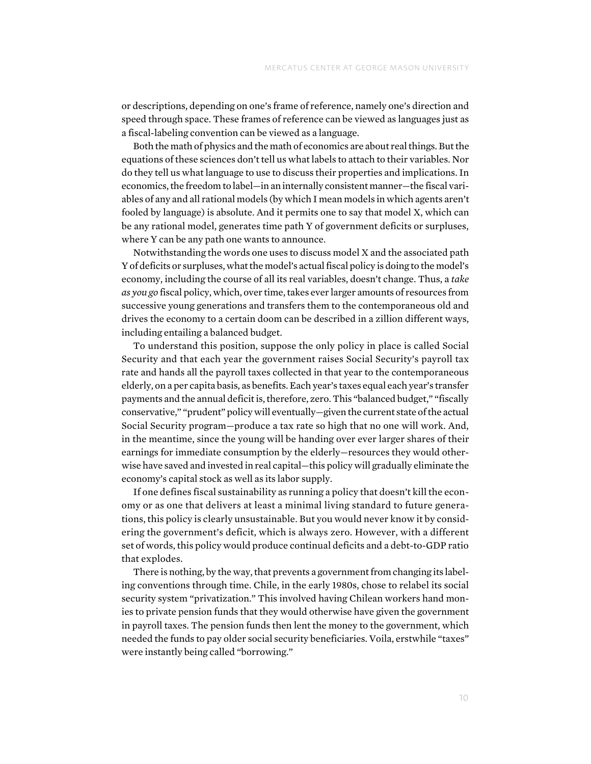or descriptions, depending on one's frame of reference, namely one's direction and speed through space. These frames of reference can be viewed as languages just as a fiscal-labeling convention can be viewed as a language.

Both the math of physics and the math of economics are about real things. But the equations of these sciences don't tell us what labels to attach to their variables. Nor do they tell us what language to use to discuss their properties and implications. In economics, the freedom to label—in an internally consistent manner—the fiscal variables of any and all rational models (by which I mean models in which agents aren't fooled by language) is absolute. And it permits one to say that model X, which can be any rational model, generates time path Y of government deficits or surpluses, where Y can be any path one wants to announce.

Notwithstanding the words one uses to discuss model X and the associated path Y of deficits or surpluses, what the model's actual fiscal policy is doing to the model's economy, including the course of all its real variables, doesn't change. Thus, a *take as you go* fiscal policy, which, over time, takes ever larger amounts of resources from successive young generations and transfers them to the contemporaneous old and drives the economy to a certain doom can be described in a zillion different ways, including entailing a balanced budget.

To understand this position, suppose the only policy in place is called Social Security and that each year the government raises Social Security's payroll tax rate and hands all the payroll taxes collected in that year to the contemporaneous elderly, on a per capita basis, as benefits. Each year's taxes equal each year's transfer payments and the annual deficit is, therefore, zero. This "balanced budget," "fiscally conservative," "prudent" policy will eventually—given the current state of the actual Social Security program—produce a tax rate so high that no one will work. And, in the meantime, since the young will be handing over ever larger shares of their earnings for immediate consumption by the elderly—resources they would otherwise have saved and invested in real capital—this policy will gradually eliminate the economy's capital stock as well as its labor supply.

If one defines fiscal sustainability as running a policy that doesn't kill the economy or as one that delivers at least a minimal living standard to future generations, this policy is clearly unsustainable. But you would never know it by considering the government's deficit, which is always zero. However, with a different set of words, this policy would produce continual deficits and a debt-to-GDP ratio that explodes.

There is nothing, by the way, that prevents a government from changing its labeling conventions through time. Chile, in the early 1980s, chose to relabel its social security system "privatization." This involved having Chilean workers hand monies to private pension funds that they would otherwise have given the government in payroll taxes. The pension funds then lent the money to the government, which needed the funds to pay older social security beneficiaries. Voila, erstwhile "taxes" were instantly being called "borrowing."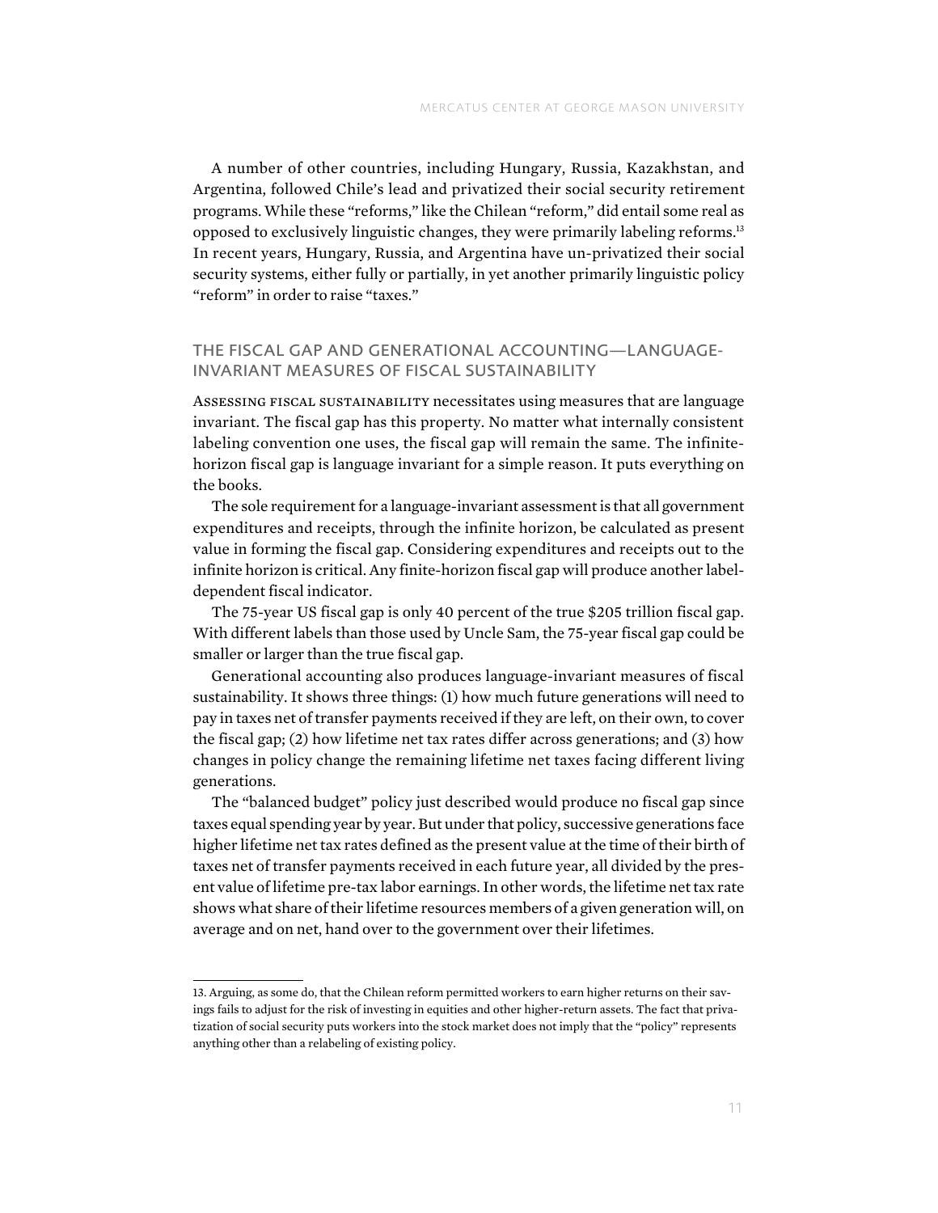A number of other countries, including Hungary, Russia, Kazakhstan, and Argentina, followed Chile's lead and privatized their social security retirement programs. While these "reforms," like the Chilean "reform," did entail some real as opposed to exclusively linguistic changes, they were primarily labeling reforms.[13] In recent years, Hungary, Russia, and Argentina have un-privatized their social security systems, either fully or partially, in yet another primarily linguistic policy "reform" in order to raise "taxes."

## THE FISCAL GAP AND GENERATIONAL ACCOUNTING—LANGUAGE-INVARIANT MEASURES OF FISCAL SUSTAINABILITY

Assessing fiscal sustainability necessitates using measures that are language invariant. The fiscal gap has this property. No matter what internally consistent labeling convention one uses, the fiscal gap will remain the same. The infinite-horizon fiscal gap is language invariant for a simple reason. It puts everything on the books.

The sole requirement for a language-invariant assessment is that all government expenditures and receipts, through the infinite horizon, be calculated as present value in forming the fiscal gap. Considering expenditures and receipts out to the infinite horizon is critical. Any finite-horizon fiscal gap will produce another label-dependent fiscal indicator.

The 75-year US fiscal gap is only 40 percent of the true $205 trillion fiscal gap. With different labels than those used by Uncle Sam, the 75-year fiscal gap could be smaller or larger than the true fiscal gap.

Generational accounting also produces language-invariant measures of fiscal sustainability. It shows three things: (1) how much future generations will need to pay in taxes net of transfer payments received if they are left, on their own, to cover the fiscal gap; (2) how lifetime net tax rates differ across generations; and (3) how changes in policy change the remaining lifetime net taxes facing different living generations.

The "balanced budget" policy just described would produce no fiscal gap since taxes equal spending year by year. But under that policy, successive generations face higher lifetime net tax rates defined as the present value at the time of their birth of taxes net of transfer payments received in each future year, all divided by the present value of lifetime pre-tax labor earnings. In other words, the lifetime net tax rate shows what share of their lifetime resources members of a given generation will, on average and on net, hand over to the government over their lifetimes.

---

13. Arguing, as some do, that the Chilean reform permitted workers to earn higher returns on their savings fails to adjust for the risk of investing in equities and other higher-return assets. The fact that privatization of social security puts workers into the stock market does not imply that the "policy" represents anything other than a relabeling of existing policy.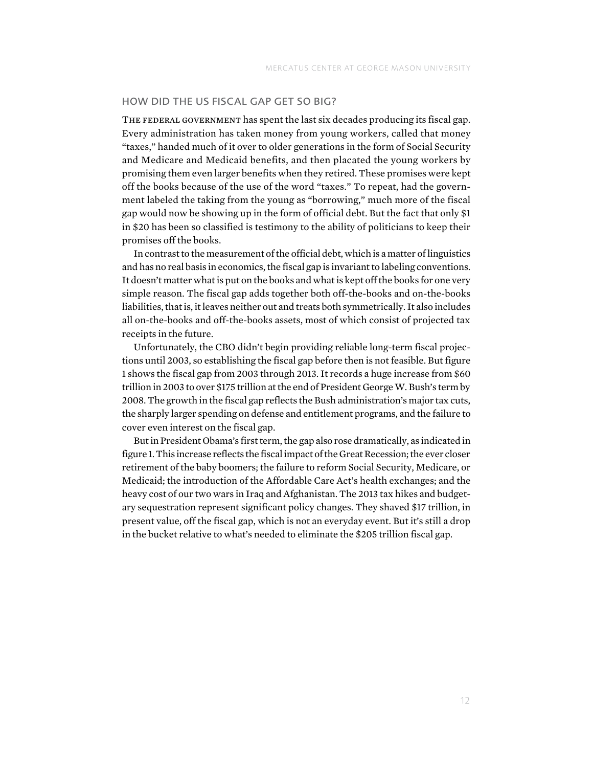## HOW DID THE US FISCAL GAP GET SO BIG?

The federal government has spent the last six decades producing its fiscal gap. Every administration has taken money from young workers, called that money "taxes," handed much of it over to older generations in the form of Social Security and Medicare and Medicaid benefits, and then placated the young workers by promising them even larger benefits when they retired. These promises were kept off the books because of the use of the word "taxes." To repeat, had the government labeled the taking from the young as "borrowing," much more of the fiscal gap would now be showing up in the form of official debt. But the fact that only $1 in $20 has been so classified is testimony to the ability of politicians to keep their promises off the books.

In contrast to the measurement of the official debt, which is a matter of linguistics and has no real basis in economics, the fiscal gap is invariant to labeling conventions. It doesn't matter what is put on the books and what is kept off the books for one very simple reason. The fiscal gap adds together both off-the-books and on-the-books liabilities, that is, it leaves neither out and treats both symmetrically. It also includes all on-the-books and off-the-books assets, most of which consist of projected tax receipts in the future.

Unfortunately, the CBO didn't begin providing reliable long-term fiscal projections until 2003, so establishing the fiscal gap before then is not feasible. But figure 1 shows the fiscal gap from 2003 through 2013. It records a huge increase from $60 trillion in 2003 to over $175 trillion at the end of President George W. Bush's term by 2008. The growth in the fiscal gap reflects the Bush administration's major tax cuts, the sharply larger spending on defense and entitlement programs, and the failure to cover even interest on the fiscal gap.

But in President Obama's first term, the gap also rose dramatically, as indicated in figure 1. This increase reflects the fiscal impact of the Great Recession; the ever closer retirement of the baby boomers; the failure to reform Social Security, Medicare, or Medicaid; the introduction of the Affordable Care Act's health exchanges; and the heavy cost of our two wars in Iraq and Afghanistan. The 2013 tax hikes and budgetary sequestration represent significant policy changes. They shaved $17 trillion, in present value, off the fiscal gap, which is not an everyday event. But it's still a drop in the bucket relative to what's needed to eliminate the $205 trillion fiscal gap.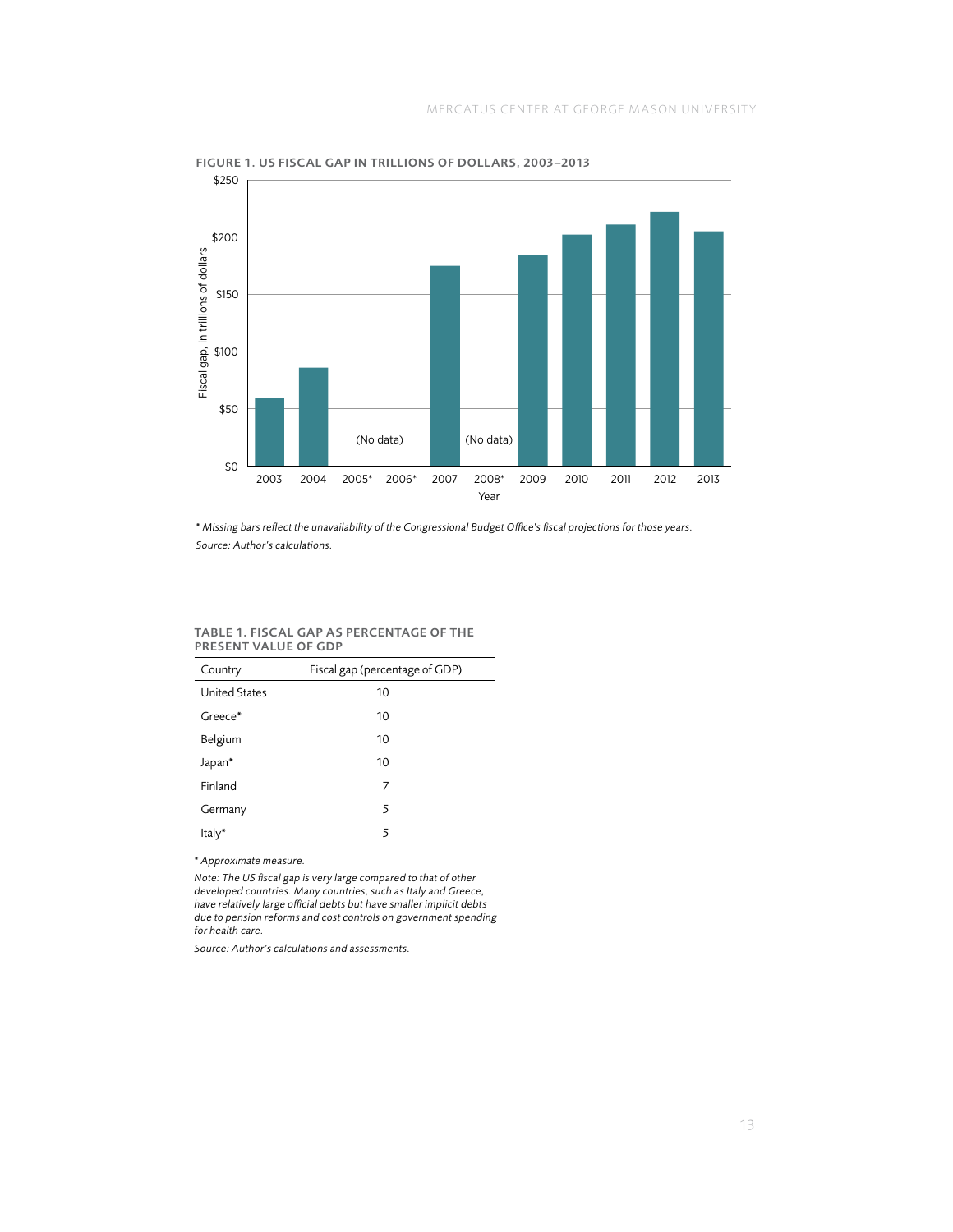**FIGURE 1. US FISCAL GAP IN TRILLIONS OF DOLLARS, 2003–2013**

*\* Missing bars reflect the unavailability of the Congressional Budget Office's fiscal projections for those years.*

*Source: Author's calculations.*

**TABLE 1. FISCAL GAP AS PERCENTAGE OF THE PRESENT VALUE OF GDP**

| Country | Fiscal gap (percentage of GDP) |
|---|---|
| United States | 10 |
| Greece* | 10 |
| Belgium | 10 |
| Japan* | 10 |
| Finland | 7 |
| Germany | 5 |
| Italy* | 5 |

*\* Approximate measure.*

*Note: The US fiscal gap is very large compared to that of other developed countries. Many countries, such as Italy and Greece, have relatively large official debts but have smaller implicit debts due to pension reforms and cost controls on government spending for health care.*

*Source: Author's calculations and assessments.*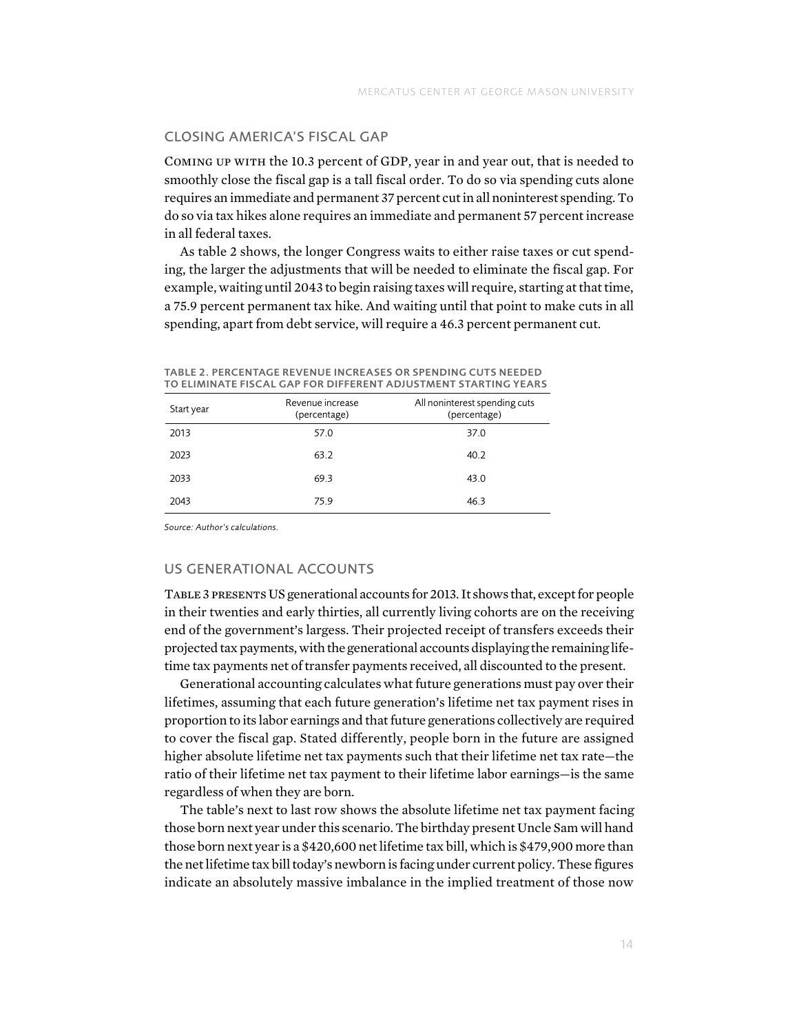## CLOSING AMERICA'S FISCAL GAP

COMING UP WITH the 10.3 percent of GDP, year in and year out, that is needed to smoothly close the fiscal gap is a tall fiscal order. To do so via spending cuts alone requires an immediate and permanent 37 percent cut in all noninterest spending. To do so via tax hikes alone requires an immediate and permanent 57 percent increase in all federal taxes.

As table 2 shows, the longer Congress waits to either raise taxes or cut spending, the larger the adjustments that will be needed to eliminate the fiscal gap. For example, waiting until 2043 to begin raising taxes will require, starting at that time, a 75.9 percent permanent tax hike. And waiting until that point to make cuts in all spending, apart from debt service, will require a 46.3 percent permanent cut.

**TABLE 2. PERCENTAGE REVENUE INCREASES OR SPENDING CUTS NEEDED TO ELIMINATE FISCAL GAP FOR DIFFERENT ADJUSTMENT STARTING YEARS**

| Start year | Revenue increase (percentage) | All noninterest spending cuts (percentage) |
|---|---|---|
| 2013 | 57.0 | 37.0 |
| 2023 | 63.2 | 40.2 |
| 2033 | 69.3 | 43.0 |
| 2043 | 75.9 | 46.3 |

*Source: Author's calculations.*

## US GENERATIONAL ACCOUNTS

TABLE 3 PRESENTS US generational accounts for 2013. It shows that, except for people in their twenties and early thirties, all currently living cohorts are on the receiving end of the government's largess. Their projected receipt of transfers exceeds their projected tax payments, with the generational accounts displaying the remaining lifetime tax payments net of transfer payments received, all discounted to the present.

Generational accounting calculates what future generations must pay over their lifetimes, assuming that each future generation's lifetime net tax payment rises in proportion to its labor earnings and that future generations collectively are required to cover the fiscal gap. Stated differently, people born in the future are assigned higher absolute lifetime net tax payments such that their lifetime net tax rate—the ratio of their lifetime net tax payment to their lifetime labor earnings—is the same regardless of when they are born.

The table's next to last row shows the absolute lifetime net tax payment facing those born next year under this scenario. The birthday present Uncle Sam will hand those born next year is a $420,600 net lifetime tax bill, which is $479,900 more than the net lifetime tax bill today's newborn is facing under current policy. These figures indicate an absolutely massive imbalance in the implied treatment of those now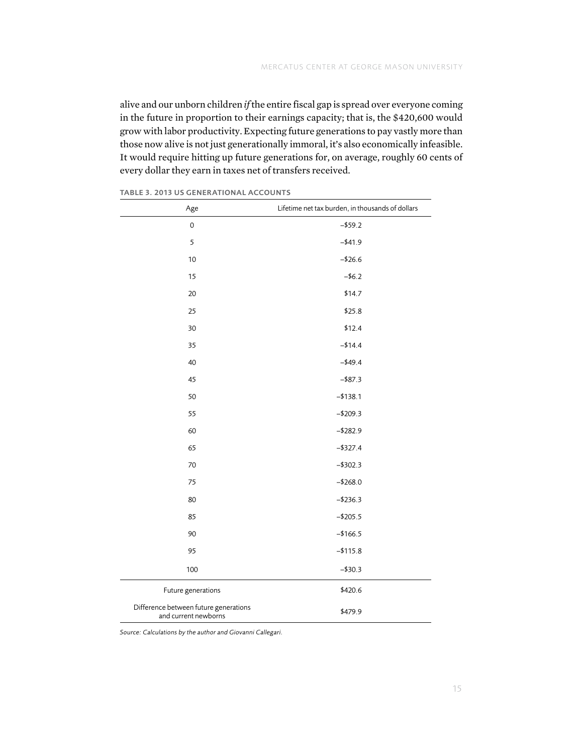alive and our unborn children *if* the entire fiscal gap is spread over everyone coming in the future in proportion to their earnings capacity; that is, the $420,600 would grow with labor productivity. Expecting future generations to pay vastly more than those now alive is not just generationally immoral, it's also economically infeasible. It would require hitting up future generations for, on average, roughly 60 cents of every dollar they earn in taxes net of transfers received.

**TABLE 3. 2013 US GENERATIONAL ACCOUNTS**

| Age | Lifetime net tax burden, in thousands of dollars |
|---|---|
| 0 | –$59.2 |
| 5 | –$41.9 |
| 10 | –$26.6 |
| 15 | –$6.2 |
| 20 | $14.7 |
| 25 | $25.8 |
| 30 | $12.4 |
| 35 | –$14.4 |
| 40 | –$49.4 |
| 45 | –$87.3 |
| 50 | –$138.1 |
| 55 | –$209.3 |
| 60 | –$282.9 |
| 65 | –$327.4 |
| 70 | –$302.3 |
| 75 | –$268.0 |
| 80 | –$236.3 |
| 85 | –$205.5 |
| 90 | –$166.5 |
| 95 | –$115.8 |
| 100 | –$30.3 |
| Future generations | $420.6 |
| Difference between future generations and current newborns | $479.9 |

*Source: Calculations by the author and Giovanni Callegari.*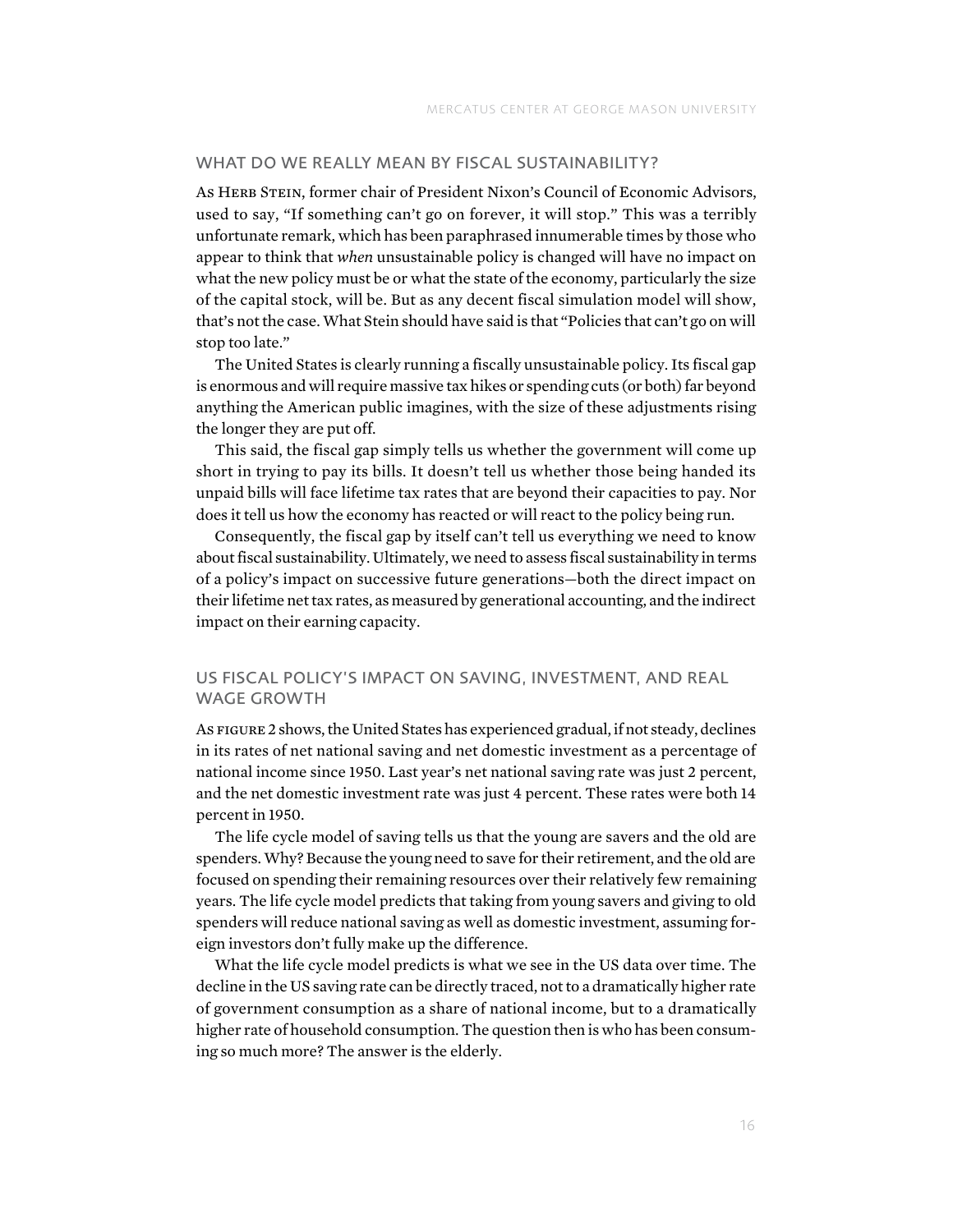## WHAT DO WE REALLY MEAN BY FISCAL SUSTAINABILITY?

As Herb Stein, former chair of President Nixon's Council of Economic Advisors, used to say, "If something can't go on forever, it will stop." This was a terribly unfortunate remark, which has been paraphrased innumerable times by those who appear to think that *when* unsustainable policy is changed will have no impact on what the new policy must be or what the state of the economy, particularly the size of the capital stock, will be. But as any decent fiscal simulation model will show, that's not the case. What Stein should have said is that "Policies that can't go on will stop too late."

The United States is clearly running a fiscally unsustainable policy. Its fiscal gap is enormous and will require massive tax hikes or spending cuts (or both) far beyond anything the American public imagines, with the size of these adjustments rising the longer they are put off.

This said, the fiscal gap simply tells us whether the government will come up short in trying to pay its bills. It doesn't tell us whether those being handed its unpaid bills will face lifetime tax rates that are beyond their capacities to pay. Nor does it tell us how the economy has reacted or will react to the policy being run.

Consequently, the fiscal gap by itself can't tell us everything we need to know about fiscal sustainability. Ultimately, we need to assess fiscal sustainability in terms of a policy's impact on successive future generations—both the direct impact on their lifetime net tax rates, as measured by generational accounting, and the indirect impact on their earning capacity.

## US FISCAL POLICY'S IMPACT ON SAVING, INVESTMENT, AND REAL WAGE GROWTH

As figure 2 shows, the United States has experienced gradual, if not steady, declines in its rates of net national saving and net domestic investment as a percentage of national income since 1950. Last year's net national saving rate was just 2 percent, and the net domestic investment rate was just 4 percent. These rates were both 14 percent in 1950.

The life cycle model of saving tells us that the young are savers and the old are spenders. Why? Because the young need to save for their retirement, and the old are focused on spending their remaining resources over their relatively few remaining years. The life cycle model predicts that taking from young savers and giving to old spenders will reduce national saving as well as domestic investment, assuming foreign investors don't fully make up the difference.

What the life cycle model predicts is what we see in the US data over time. The decline in the US saving rate can be directly traced, not to a dramatically higher rate of government consumption as a share of national income, but to a dramatically higher rate of household consumption. The question then is who has been consuming so much more? The answer is the elderly.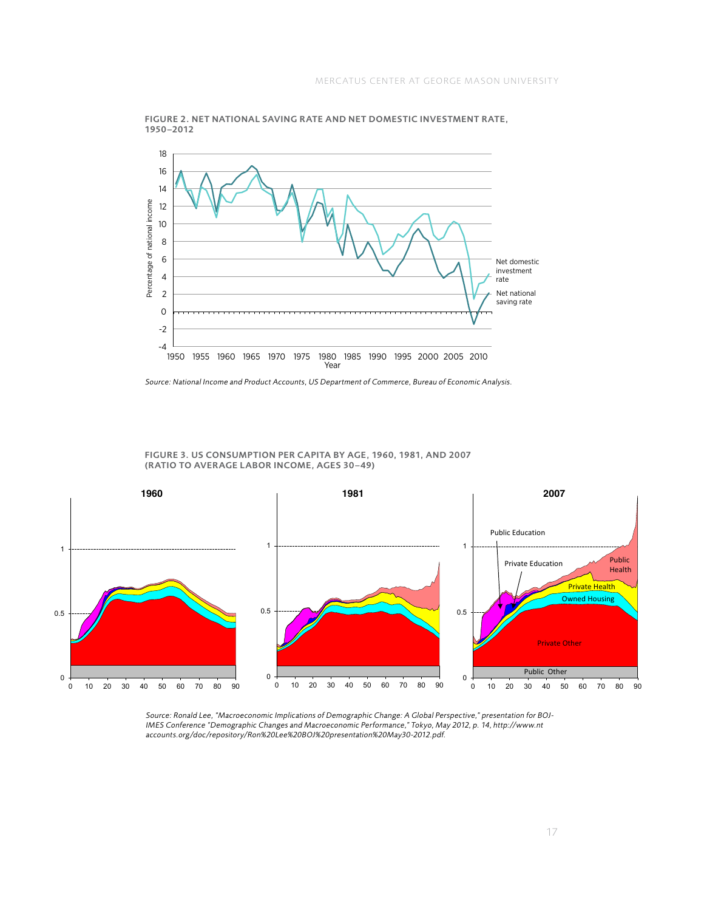**FIGURE 2. NET NATIONAL SAVING RATE AND NET DOMESTIC INVESTMENT RATE, 1950–2012**

*Source: National Income and Product Accounts, US Department of Commerce, Bureau of Economic Analysis.*

**FIGURE 3. US CONSUMPTION PER CAPITA BY AGE, 1960, 1981, AND 2007 (RATIO TO AVERAGE LABOR INCOME, AGES 30–49)**

*Source: Ronald Lee, "Macroeconomic Implications of Demographic Change: A Global Perspective," presentation for BOJ-IMES Conference "Demographic Changes and Macroeconomic Performance," Tokyo, May 2012, p. 14, http://www.ntaccounts.org/doc/repository/Ron%20Lee%20BOJ%20presentation%20May30-2012.pdf.*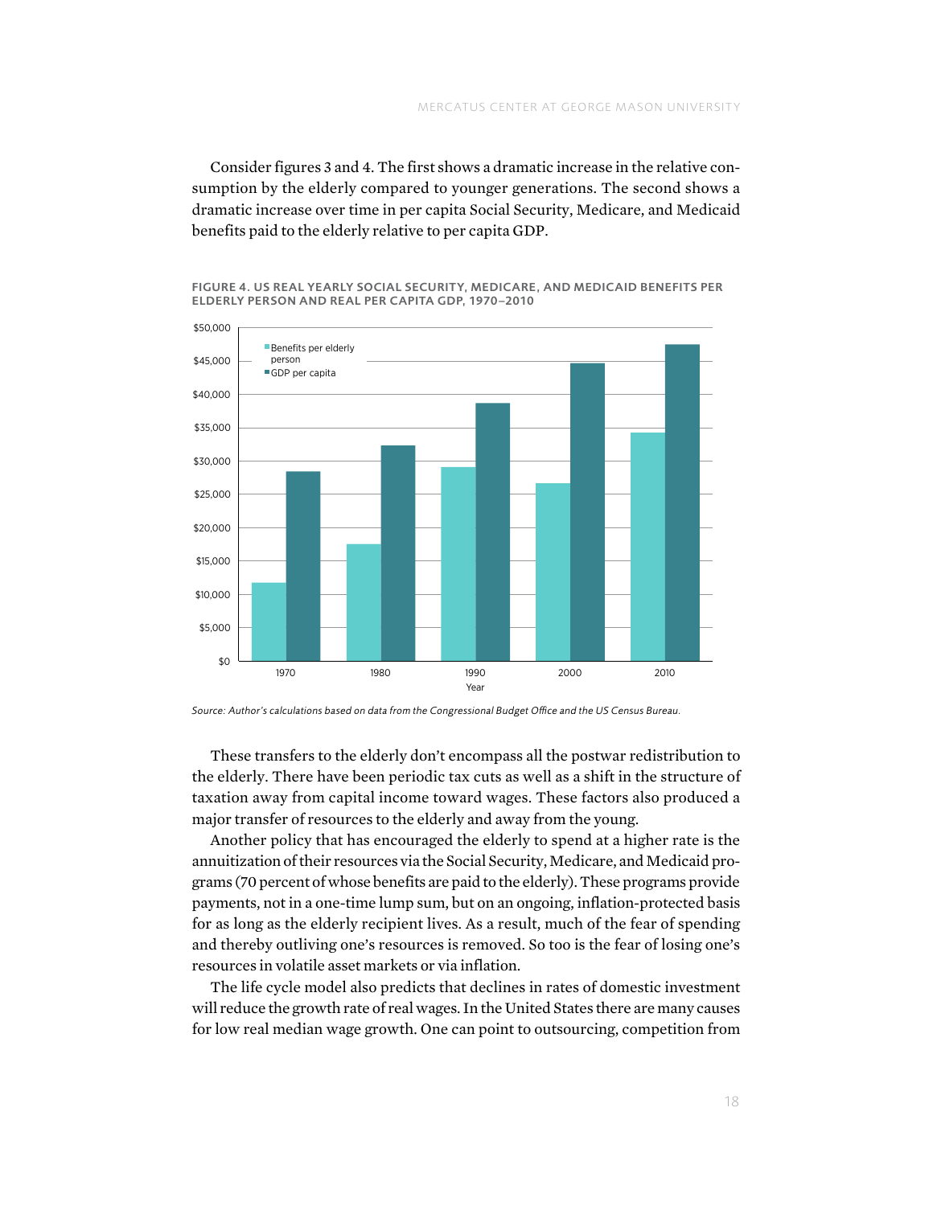Consider figures 3 and 4. The first shows a dramatic increase in the relative consumption by the elderly compared to younger generations. The second shows a dramatic increase over time in per capita Social Security, Medicare, and Medicaid benefits paid to the elderly relative to per capita GDP.

**FIGURE 4. US REAL YEARLY SOCIAL SECURITY, MEDICARE, AND MEDICAID BENEFITS PER ELDERLY PERSON AND REAL PER CAPITA GDP, 1970–2010**

*Source: Author's calculations based on data from the Congressional Budget Office and the US Census Bureau.*

These transfers to the elderly don't encompass all the postwar redistribution to the elderly. There have been periodic tax cuts as well as a shift in the structure of taxation away from capital income toward wages. These factors also produced a major transfer of resources to the elderly and away from the young.

Another policy that has encouraged the elderly to spend at a higher rate is the annuitization of their resources via the Social Security, Medicare, and Medicaid programs (70 percent of whose benefits are paid to the elderly). These programs provide payments, not in a one-time lump sum, but on an ongoing, inflation-protected basis for as long as the elderly recipient lives. As a result, much of the fear of spending and thereby outliving one's resources is removed. So too is the fear of losing one's resources in volatile asset markets or via inflation.

The life cycle model also predicts that declines in rates of domestic investment will reduce the growth rate of real wages. In the United States there are many causes for low real median wage growth. One can point to outsourcing, competition from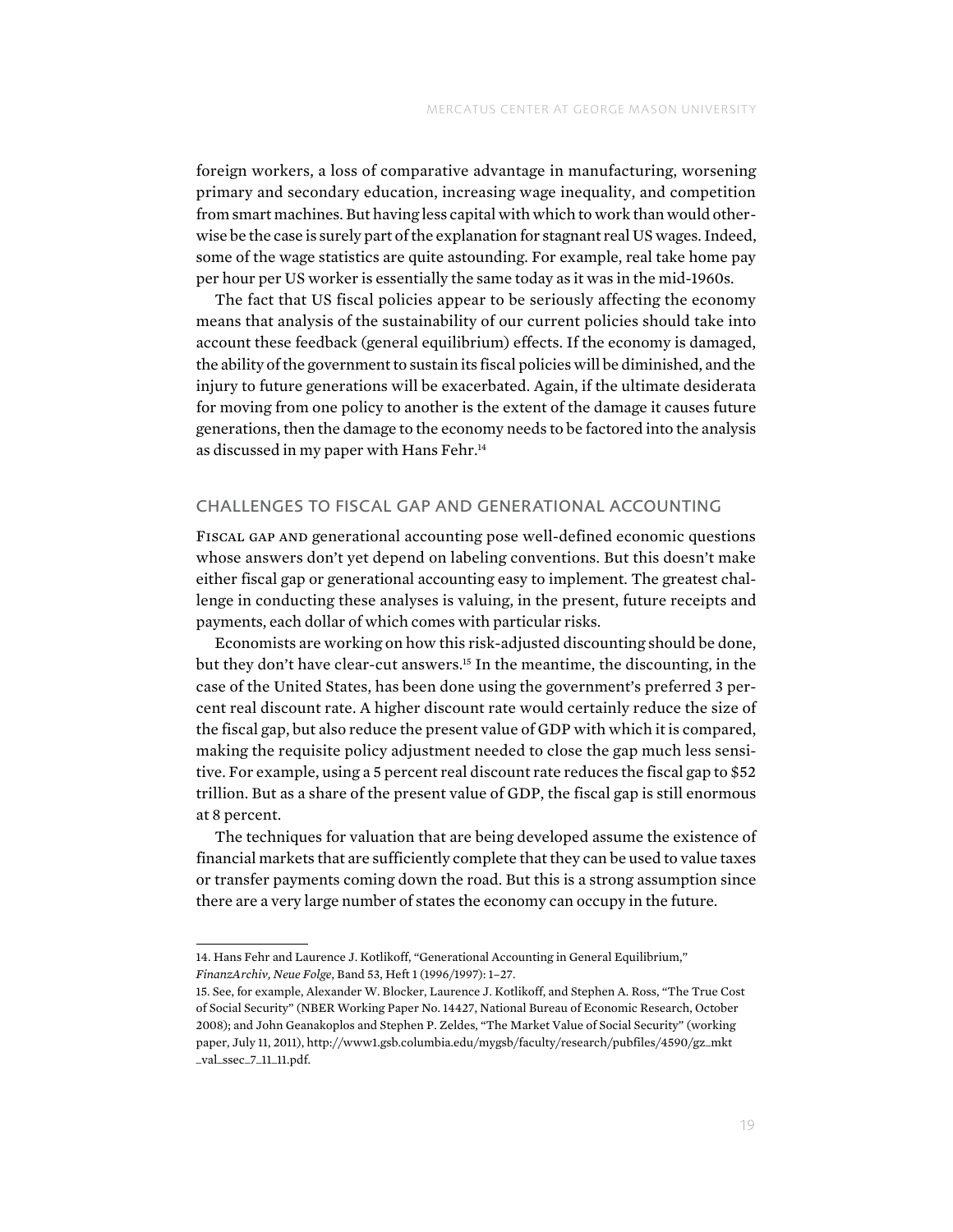foreign workers, a loss of comparative advantage in manufacturing, worsening primary and secondary education, increasing wage inequality, and competition from smart machines. But having less capital with which to work than would otherwise be the case is surely part of the explanation for stagnant real US wages. Indeed, some of the wage statistics are quite astounding. For example, real take home pay per hour per US worker is essentially the same today as it was in the mid-1960s.

The fact that US fiscal policies appear to be seriously affecting the economy means that analysis of the sustainability of our current policies should take into account these feedback (general equilibrium) effects. If the economy is damaged, the ability of the government to sustain its fiscal policies will be diminished, and the injury to future generations will be exacerbated. Again, if the ultimate desiderata for moving from one policy to another is the extent of the damage it causes future generations, then the damage to the economy needs to be factored into the analysis as discussed in my paper with Hans Fehr.[14]

## CHALLENGES TO FISCAL GAP AND GENERATIONAL ACCOUNTING

Fiscal gap and generational accounting pose well-defined economic questions whose answers don't yet depend on labeling conventions. But this doesn't make either fiscal gap or generational accounting easy to implement. The greatest challenge in conducting these analyses is valuing, in the present, future receipts and payments, each dollar of which comes with particular risks.

Economists are working on how this risk-adjusted discounting should be done, but they don't have clear-cut answers.[15] In the meantime, the discounting, in the case of the United States, has been done using the government's preferred 3 percent real discount rate. A higher discount rate would certainly reduce the size of the fiscal gap, but also reduce the present value of GDP with which it is compared, making the requisite policy adjustment needed to close the gap much less sensitive. For example, using a 5 percent real discount rate reduces the fiscal gap to $52 trillion. But as a share of the present value of GDP, the fiscal gap is still enormous at 8 percent.

The techniques for valuation that are being developed assume the existence of financial markets that are sufficiently complete that they can be used to value taxes or transfer payments coming down the road. But this is a strong assumption since there are a very large number of states the economy can occupy in the future.

---

14. Hans Fehr and Laurence J. Kotlikoff, "Generational Accounting in General Equilibrium," *FinanzArchiv, Neue Folge*, Band 53, Heft 1 (1996/1997): 1–27.

15. See, for example, Alexander W. Blocker, Laurence J. Kotlikoff, and Stephen A. Ross, "The True Cost of Social Security" (NBER Working Paper No. 14427, National Bureau of Economic Research, October 2008); and John Geanakoplos and Stephen P. Zeldes, "The Market Value of Social Security" (working paper, July 11, 2011), http://www1.gsb.columbia.edu/mygsb/faculty/research/pubfiles/4590/gz_mkt_val_ssec_7_11_11.pdf.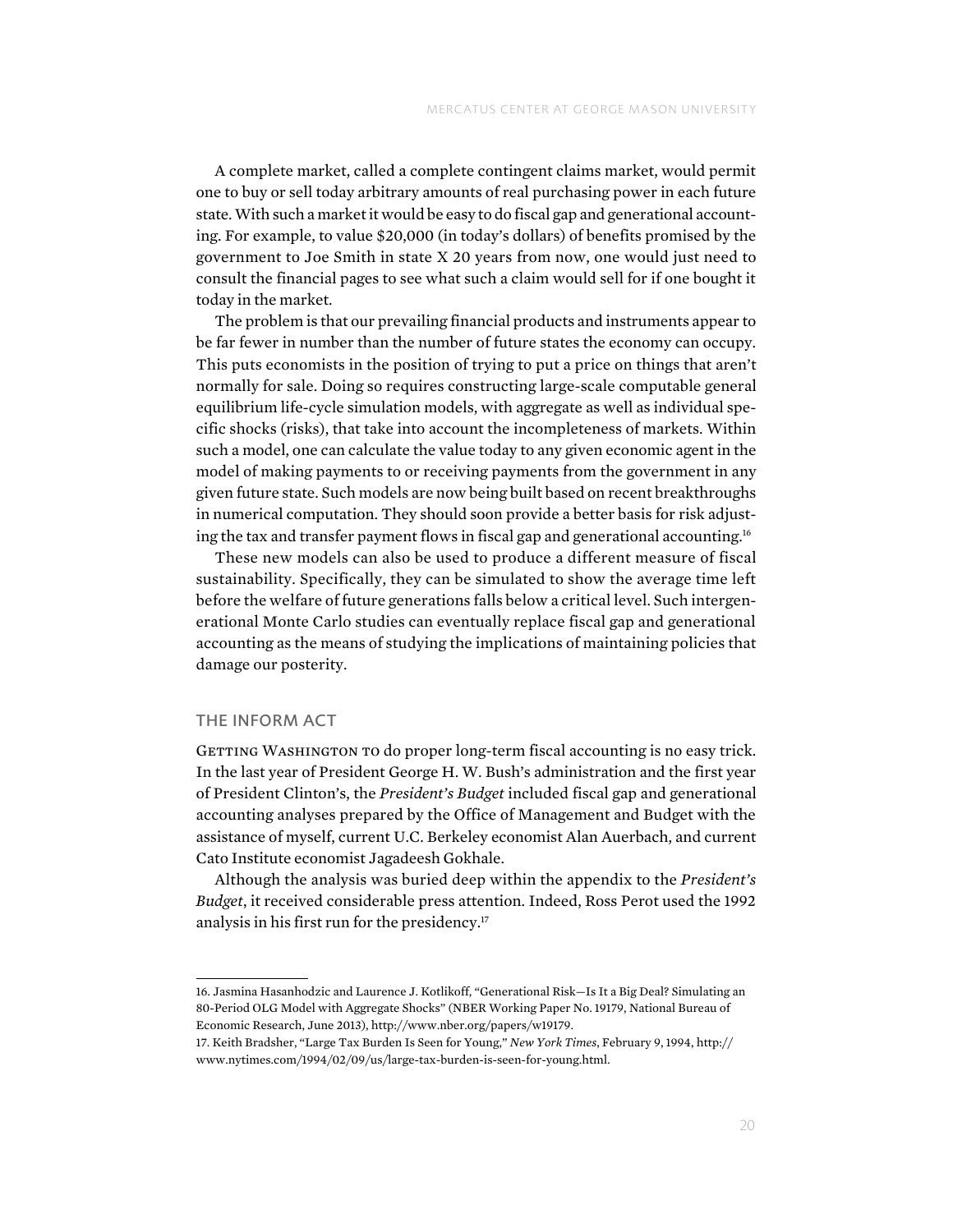A complete market, called a complete contingent claims market, would permit one to buy or sell today arbitrary amounts of real purchasing power in each future state. With such a market it would be easy to do fiscal gap and generational accounting. For example, to value $20,000 (in today's dollars) of benefits promised by the government to Joe Smith in state X 20 years from now, one would just need to consult the financial pages to see what such a claim would sell for if one bought it today in the market.

The problem is that our prevailing financial products and instruments appear to be far fewer in number than the number of future states the economy can occupy. This puts economists in the position of trying to put a price on things that aren't normally for sale. Doing so requires constructing large-scale computable general equilibrium life-cycle simulation models, with aggregate as well as individual specific shocks (risks), that take into account the incompleteness of markets. Within such a model, one can calculate the value today to any given economic agent in the model of making payments to or receiving payments from the government in any given future state. Such models are now being built based on recent breakthroughs in numerical computation. They should soon provide a better basis for risk adjusting the tax and transfer payment flows in fiscal gap and generational accounting.[16]

These new models can also be used to produce a different measure of fiscal sustainability. Specifically, they can be simulated to show the average time left before the welfare of future generations falls below a critical level. Such intergenerational Monte Carlo studies can eventually replace fiscal gap and generational accounting as the means of studying the implications of maintaining policies that damage our posterity.

## THE INFORM ACT

GETTING WASHINGTON TO do proper long-term fiscal accounting is no easy trick. In the last year of President George H. W. Bush's administration and the first year of President Clinton's, the *President's Budget* included fiscal gap and generational accounting analyses prepared by the Office of Management and Budget with the assistance of myself, current U.C. Berkeley economist Alan Auerbach, and current Cato Institute economist Jagadeesh Gokhale.

Although the analysis was buried deep within the appendix to the *President's Budget*, it received considerable press attention. Indeed, Ross Perot used the 1992 analysis in his first run for the presidency.[17]

---

16. Jasmina Hasanhodzic and Laurence J. Kotlikoff, "Generational Risk—Is It a Big Deal? Simulating an 80-Period OLG Model with Aggregate Shocks" (NBER Working Paper No. 19179, National Bureau of Economic Research, June 2013), http://www.nber.org/papers/w19179.

17. Keith Bradsher, "Large Tax Burden Is Seen for Young," *New York Times*, February 9, 1994, http://www.nytimes.com/1994/02/09/us/large-tax-burden-is-seen-for-young.html.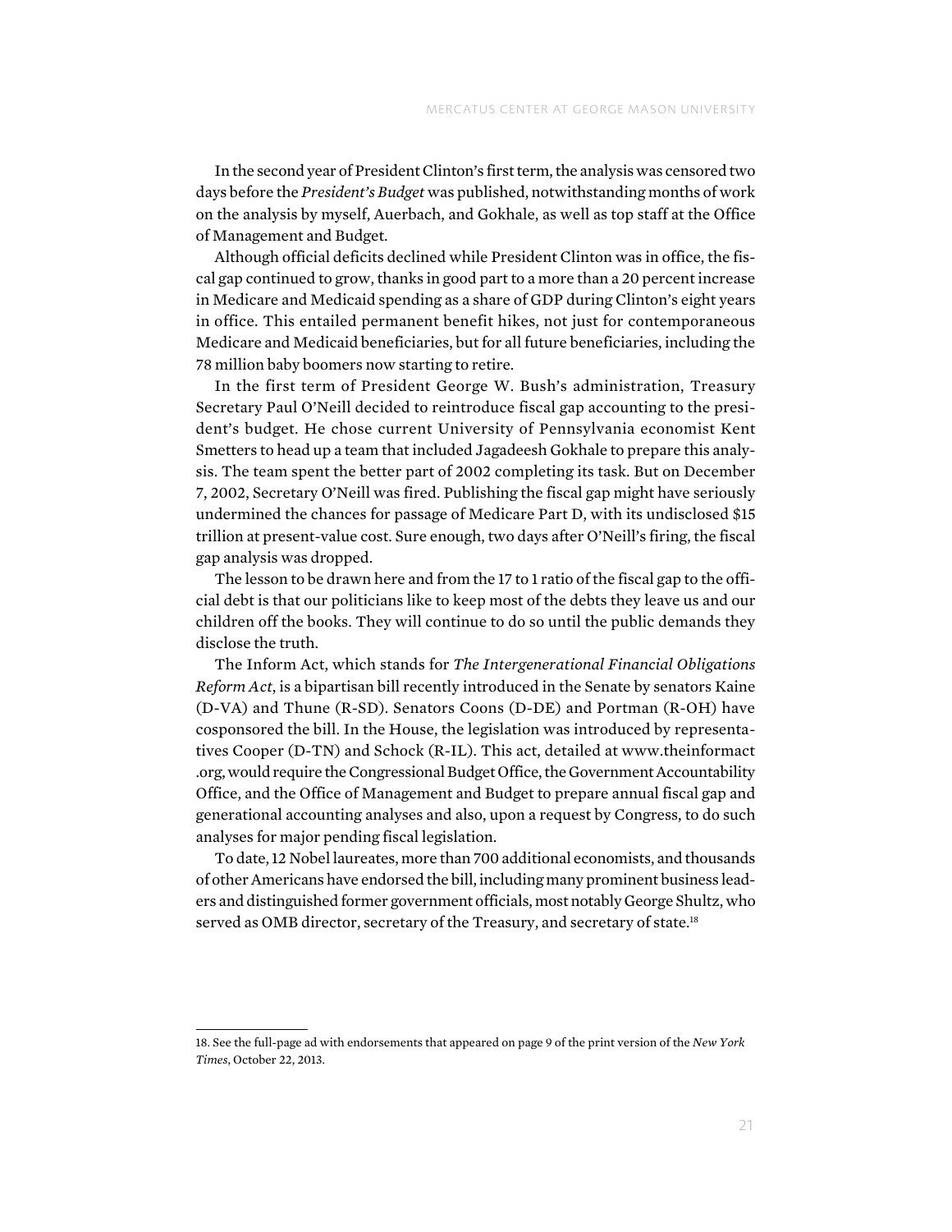In the second year of President Clinton's first term, the analysis was censored two days before the *President's Budget* was published, notwithstanding months of work on the analysis by myself, Auerbach, and Gokhale, as well as top staff at the Office of Management and Budget.

Although official deficits declined while President Clinton was in office, the fiscal gap continued to grow, thanks in good part to a more than a 20 percent increase in Medicare and Medicaid spending as a share of GDP during Clinton's eight years in office. This entailed permanent benefit hikes, not just for contemporaneous Medicare and Medicaid beneficiaries, but for all future beneficiaries, including the 78 million baby boomers now starting to retire.

In the first term of President George W. Bush's administration, Treasury Secretary Paul O'Neill decided to reintroduce fiscal gap accounting to the president's budget. He chose current University of Pennsylvania economist Kent Smetters to head up a team that included Jagadeesh Gokhale to prepare this analysis. The team spent the better part of 2002 completing its task. But on December 7, 2002, Secretary O'Neill was fired. Publishing the fiscal gap might have seriously undermined the chances for passage of Medicare Part D, with its undisclosed $15 trillion at present-value cost. Sure enough, two days after O'Neill's firing, the fiscal gap analysis was dropped.

The lesson to be drawn here and from the 17 to 1 ratio of the fiscal gap to the official debt is that our politicians like to keep most of the debts they leave us and our children off the books. They will continue to do so until the public demands they disclose the truth.

The Inform Act, which stands for *The Intergenerational Financial Obligations Reform Act*, is a bipartisan bill recently introduced in the Senate by senators Kaine (D-VA) and Thune (R-SD). Senators Coons (D-DE) and Portman (R-OH) have cosponsored the bill. In the House, the legislation was introduced by representatives Cooper (D-TN) and Schock (R-IL). This act, detailed at www.theinformact.org, would require the Congressional Budget Office, the Government Accountability Office, and the Office of Management and Budget to prepare annual fiscal gap and generational accounting analyses and also, upon a request by Congress, to do such analyses for major pending fiscal legislation.

To date, 12 Nobel laureates, more than 700 additional economists, and thousands of other Americans have endorsed the bill, including many prominent business leaders and distinguished former government officials, most notably George Shultz, who served as OMB director, secretary of the Treasury, and secretary of state.[18]

18. See the full-page ad with endorsements that appeared on page 9 of the print version of the *New York Times*, October 22, 2013.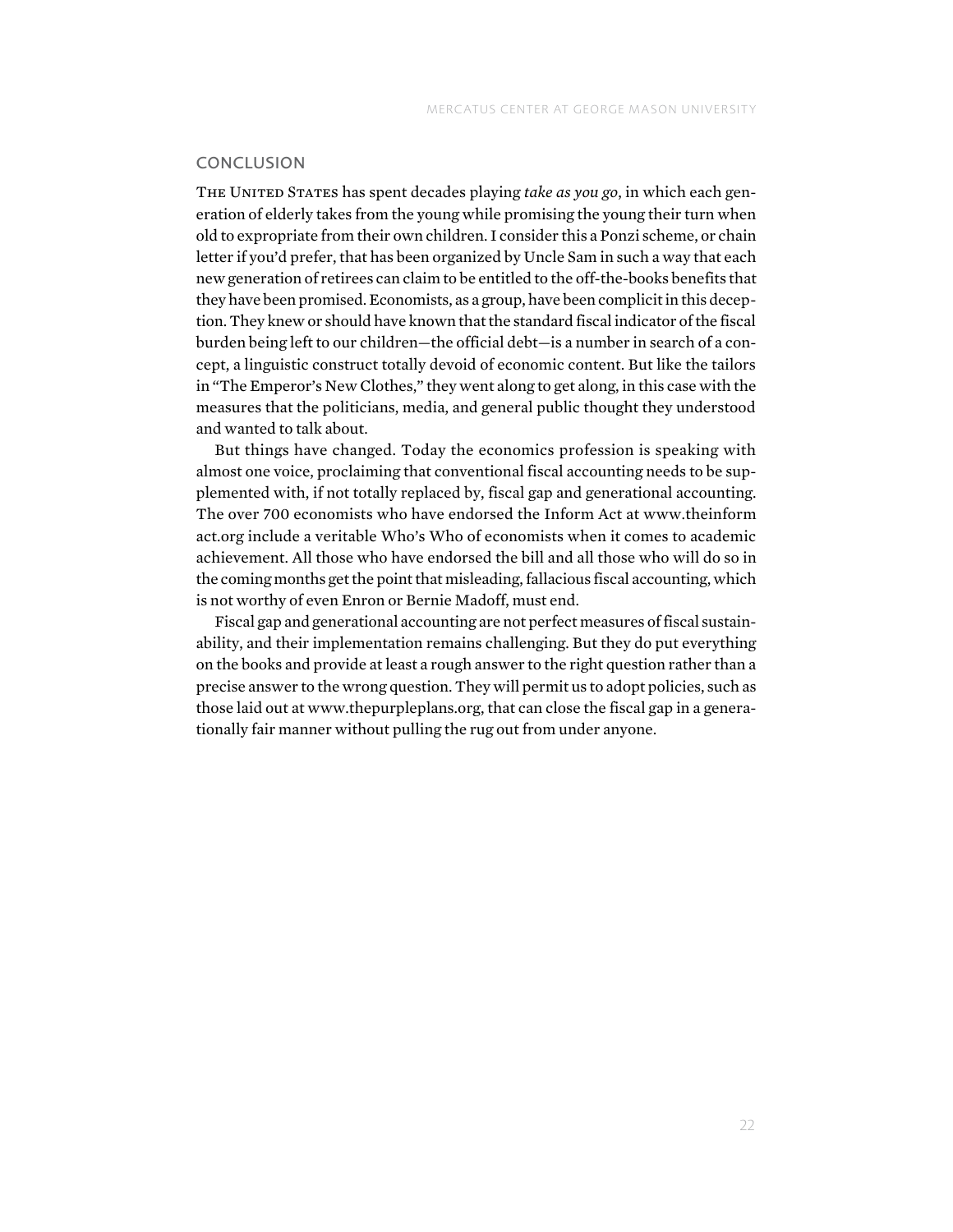## CONCLUSION

The United States has spent decades playing *take as you go*, in which each generation of elderly takes from the young while promising the young their turn when old to expropriate from their own children. I consider this a Ponzi scheme, or chain letter if you'd prefer, that has been organized by Uncle Sam in such a way that each new generation of retirees can claim to be entitled to the off-the-books benefits that they have been promised. Economists, as a group, have been complicit in this deception. They knew or should have known that the standard fiscal indicator of the fiscal burden being left to our children—the official debt—is a number in search of a concept, a linguistic construct totally devoid of economic content. But like the tailors in "The Emperor's New Clothes," they went along to get along, in this case with the measures that the politicians, media, and general public thought they understood and wanted to talk about.

But things have changed. Today the economics profession is speaking with almost one voice, proclaiming that conventional fiscal accounting needs to be supplemented with, if not totally replaced by, fiscal gap and generational accounting. The over 700 economists who have endorsed the Inform Act at www.theinformact.org include a veritable Who's Who of economists when it comes to academic achievement. All those who have endorsed the bill and all those who will do so in the coming months get the point that misleading, fallacious fiscal accounting, which is not worthy of even Enron or Bernie Madoff, must end.

Fiscal gap and generational accounting are not perfect measures of fiscal sustainability, and their implementation remains challenging. But they do put everything on the books and provide at least a rough answer to the right question rather than a precise answer to the wrong question. They will permit us to adopt policies, such as those laid out at www.thepurpleplans.org, that can close the fiscal gap in a generationally fair manner without pulling the rug out from under anyone.